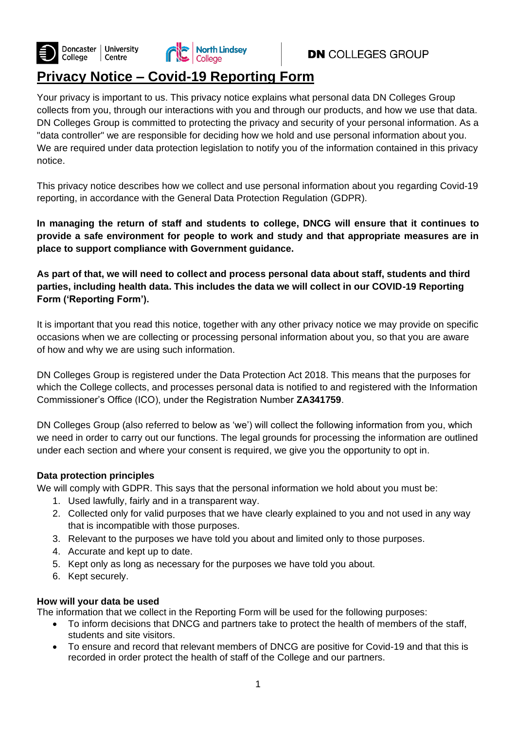# Privacy Notice – Covid-19 Reporting Form

Your privacy is important to us. This privacy notice explains what personal data DN Colleges Group collects from you, through our interactions with you and through our products, and how we use that data. DN Colleges Group is committed to protecting the privacy and security of your personal information. As a "data controller" we are responsible for deciding how we hold and use personal information about you. We are required under data protection legislation to notify you of the information contained in this privacy notice.

This privacy notice describes how we collect and use personal information about you regarding Covid-19 reporting, in accordance with the General Data Protection Regulation (GDPR).

**In managing the return of staff and students to college, DNCG will ensure that it continues to provide a safe environment for people to work and study and that appropriate measures are in place to support compliance with Government guidance.**

**As part of that, we will need to collect and process personal data about staff, students and third parties, including health data. This includes the data we will collect in our COVID-19 Reporting Form ('Reporting Form').**

It is important that you read this notice, together with any other privacy notice we may provide on specific occasions when we are collecting or processing personal information about you, so that you are aware of how and why we are using such information.

DN Colleges Group is registered under the Data Protection Act 2018. This means that the purposes for which the College collects, and processes personal data is notified to and registered with the Information Commissioner's Office (ICO), under the Registration Number **ZA341759**.

DN Colleges Group (also referred to below as 'we') will collect the following information from you, which we need in order to carry out our functions. The legal grounds for processing the information are outlined under each section and where your consent is required, we give you the opportunity to opt in.

**Data protection principles**

We will comply with GDPR. This says that the personal information we hold about you must be:

1. Used lawfully, fairly and in a transparent way.
2. Collected only for valid purposes that we have clearly explained to you and not used in any way that is incompatible with those purposes.
3. Relevant to the purposes we have told you about and limited only to those purposes.
4. Accurate and kept up to date.
5. Kept only as long as necessary for the purposes we have told you about.
6. Kept securely.

**How will your data be used**

The information that we collect in the Reporting Form will be used for the following purposes:

- To inform decisions that DNCG and partners take to protect the health of members of the staff, students and site visitors.
- To ensure and record that relevant members of DNCG are positive for Covid-19 and that this is recorded in order protect the health of staff of the College and our partners.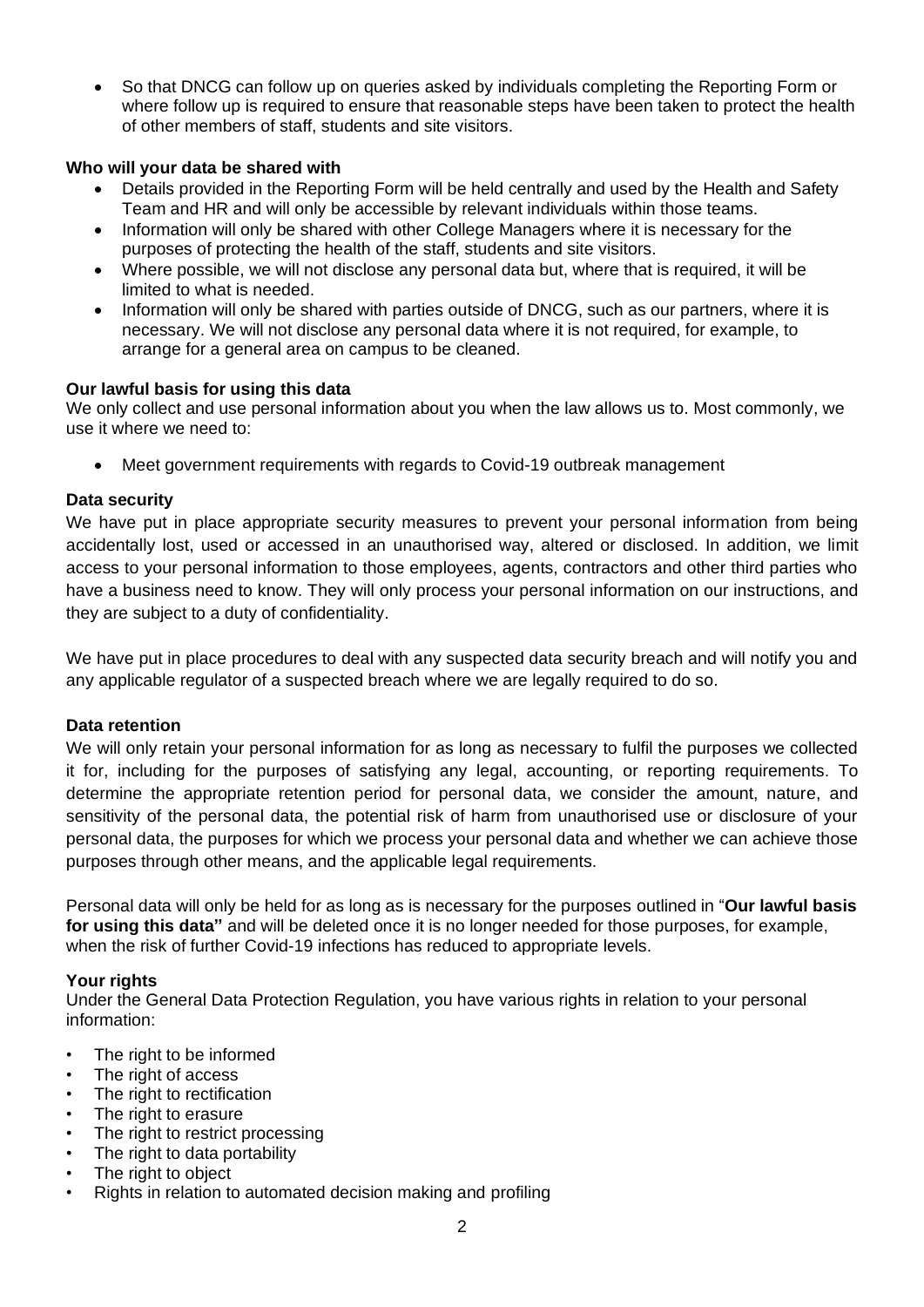- So that DNCG can follow up on queries asked by individuals completing the Reporting Form or where follow up is required to ensure that reasonable steps have been taken to protect the health of other members of staff, students and site visitors.

**Who will your data be shared with**

- Details provided in the Reporting Form will be held centrally and used by the Health and Safety Team and HR and will only be accessible by relevant individuals within those teams.
- Information will only be shared with other College Managers where it is necessary for the purposes of protecting the health of the staff, students and site visitors.
- Where possible, we will not disclose any personal data but, where that is required, it will be limited to what is needed.
- Information will only be shared with parties outside of DNCG, such as our partners, where it is necessary. We will not disclose any personal data where it is not required, for example, to arrange for a general area on campus to be cleaned.

**Our lawful basis for using this data**

We only collect and use personal information about you when the law allows us to. Most commonly, we use it where we need to:

- Meet government requirements with regards to Covid-19 outbreak management

**Data security**

We have put in place appropriate security measures to prevent your personal information from being accidentally lost, used or accessed in an unauthorised way, altered or disclosed. In addition, we limit access to your personal information to those employees, agents, contractors and other third parties who have a business need to know. They will only process your personal information on our instructions, and they are subject to a duty of confidentiality.

We have put in place procedures to deal with any suspected data security breach and will notify you and any applicable regulator of a suspected breach where we are legally required to do so.

**Data retention**

We will only retain your personal information for as long as necessary to fulfil the purposes we collected it for, including for the purposes of satisfying any legal, accounting, or reporting requirements. To determine the appropriate retention period for personal data, we consider the amount, nature, and sensitivity of the personal data, the potential risk of harm from unauthorised use or disclosure of your personal data, the purposes for which we process your personal data and whether we can achieve those purposes through other means, and the applicable legal requirements.

Personal data will only be held for as long as is necessary for the purposes outlined in "**Our lawful basis for using this data"** and will be deleted once it is no longer needed for those purposes, for example, when the risk of further Covid-19 infections has reduced to appropriate levels.

**Your rights**

Under the General Data Protection Regulation, you have various rights in relation to your personal information:

- The right to be informed
- The right of access
- The right to rectification
- The right to erasure
- The right to restrict processing
- The right to data portability
- The right to object
- Rights in relation to automated decision making and profiling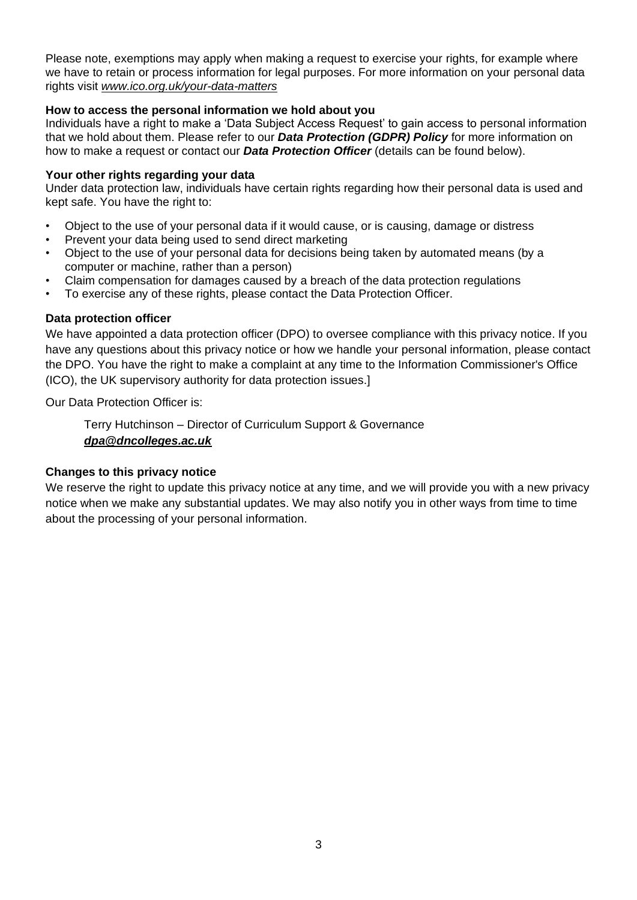Please note, exemptions may apply when making a request to exercise your rights, for example where we have to retain or process information for legal purposes. For more information on your personal data rights visit *www.ico.org.uk/your-data-matters*

**How to access the personal information we hold about you**
Individuals have a right to make a 'Data Subject Access Request' to gain access to personal information that we hold about them. Please refer to our ***Data Protection (GDPR) Policy*** for more information on how to make a request or contact our ***Data Protection Officer*** (details can be found below).

**Your other rights regarding your data**
Under data protection law, individuals have certain rights regarding how their personal data is used and kept safe. You have the right to:

- Object to the use of your personal data if it would cause, or is causing, damage or distress
- Prevent your data being used to send direct marketing
- Object to the use of your personal data for decisions being taken by automated means (by a computer or machine, rather than a person)
- Claim compensation for damages caused by a breach of the data protection regulations
- To exercise any of these rights, please contact the Data Protection Officer.

**Data protection officer**
We have appointed a data protection officer (DPO) to oversee compliance with this privacy notice. If you have any questions about this privacy notice or how we handle your personal information, please contact the DPO. You have the right to make a complaint at any time to the Information Commissioner's Office (ICO), the UK supervisory authority for data protection issues.]

Our Data Protection Officer is:

Terry Hutchinson – Director of Curriculum Support & Governance
***dpa@dncolleges.ac.uk***

**Changes to this privacy notice**
We reserve the right to update this privacy notice at any time, and we will provide you with a new privacy notice when we make any substantial updates. We may also notify you in other ways from time to time about the processing of your personal information.